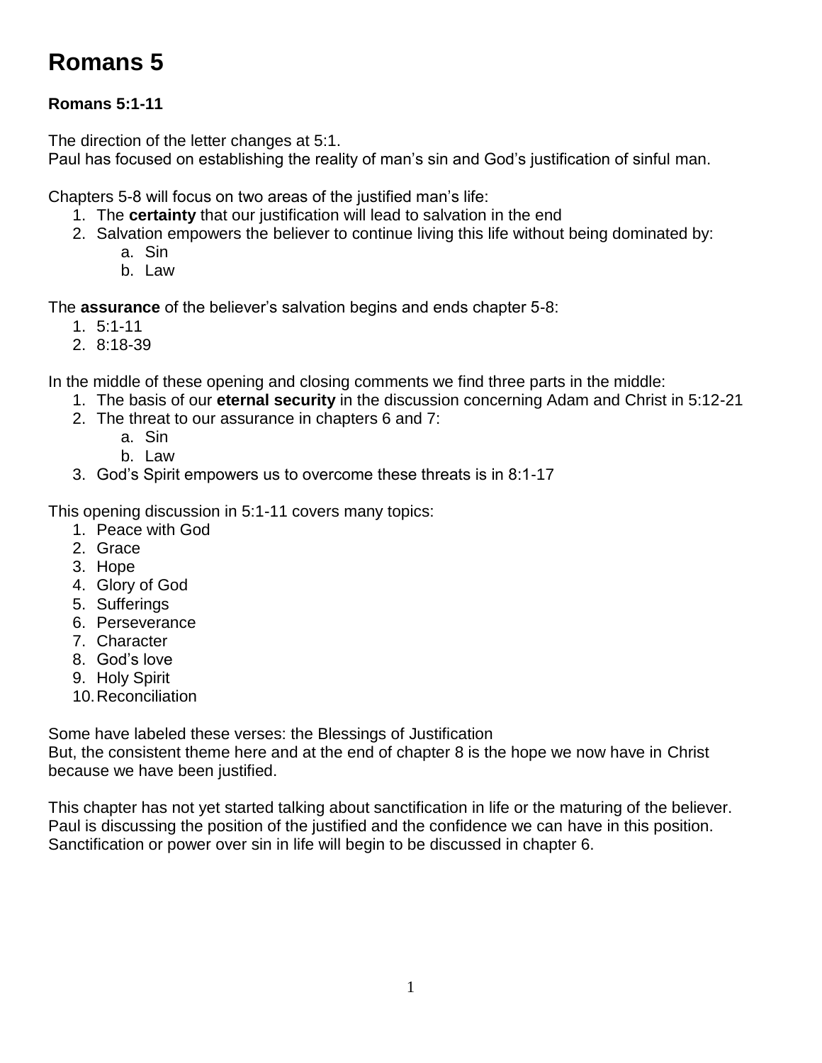# Romans 5

**Romans 5:1-11**

The direction of the letter changes at 5:1.
Paul has focused on establishing the reality of man's sin and God's justification of sinful man.

Chapters 5-8 will focus on two areas of the justified man's life:

1. The **certainty** that our justification will lead to salvation in the end
2. Salvation empowers the believer to continue living this life without being dominated by:
    a. Sin
    b. Law

The **assurance** of the believer's salvation begins and ends chapter 5-8:

1. 5:1-11
2. 8:18-39

In the middle of these opening and closing comments we find three parts in the middle:

1. The basis of our **eternal security** in the discussion concerning Adam and Christ in 5:12-21
2. The threat to our assurance in chapters 6 and 7:
    a. Sin
    b. Law
3. God's Spirit empowers us to overcome these threats is in 8:1-17

This opening discussion in 5:1-11 covers many topics:

1. Peace with God
2. Grace
3. Hope
4. Glory of God
5. Sufferings
6. Perseverance
7. Character
8. God's love
9. Holy Spirit
10. Reconciliation

Some have labeled these verses: the Blessings of Justification
But, the consistent theme here and at the end of chapter 8 is the hope we now have in Christ because we have been justified.

This chapter has not yet started talking about sanctification in life or the maturing of the believer.
Paul is discussing the position of the justified and the confidence we can have in this position.
Sanctification or power over sin in life will begin to be discussed in chapter 6.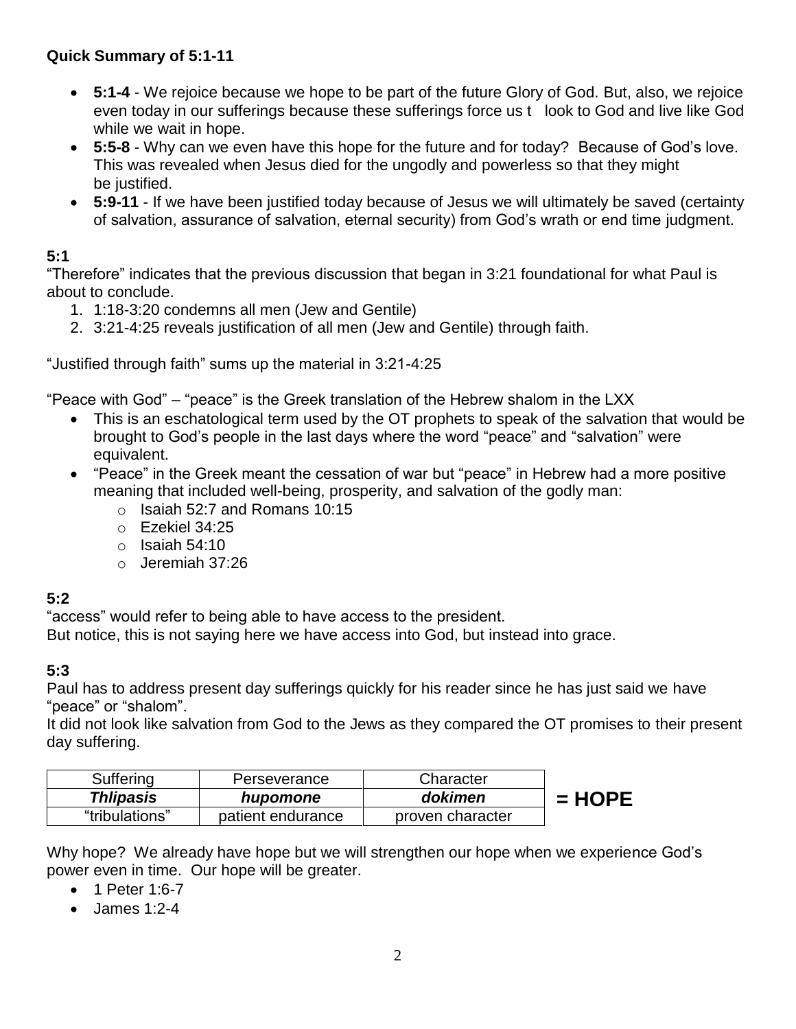**Quick Summary of 5:1-11**

- **5:1-4** - We rejoice because we hope to be part of the future Glory of God. But, also, we rejoice even today in our sufferings because these sufferings force us t look to God and live like God while we wait in hope.
- **5:5-8** - Why can we even have this hope for the future and for today? Because of God's love. This was revealed when Jesus died for the ungodly and powerless so that they might be justified.
- **5:9-11** - If we have been justified today because of Jesus we will ultimately be saved (certainty of salvation, assurance of salvation, eternal security) from God's wrath or end time judgment.

**5:1**

"Therefore" indicates that the previous discussion that began in 3:21 foundational for what Paul is about to conclude.

1. 1:18-3:20 condemns all men (Jew and Gentile)
2. 3:21-4:25 reveals justification of all men (Jew and Gentile) through faith.

"Justified through faith" sums up the material in 3:21-4:25

"Peace with God" – "peace" is the Greek translation of the Hebrew shalom in the LXX

- This is an eschatological term used by the OT prophets to speak of the salvation that would be brought to God's people in the last days where the word "peace" and "salvation" were equivalent.
- "Peace" in the Greek meant the cessation of war but "peace" in Hebrew had a more positive meaning that included well-being, prosperity, and salvation of the godly man:
  - Isaiah 52:7 and Romans 10:15
  - Ezekiel 34:25
  - Isaiah 54:10
  - Jeremiah 37:26

**5:2**

"access" would refer to being able to have access to the president.
But notice, this is not saying here we have access into God, but instead into grace.

**5:3**

Paul has to address present day sufferings quickly for his reader since he has just said we have "peace" or "shalom".
It did not look like salvation from God to the Jews as they compared the OT promises to their present day suffering.

| Suffering | Perseverance | Character | |
|---|---|---|---|
| ***Thlipasis*** | ***hupomone*** | ***dokimen*** | **= HOPE** |
| "tribulations" | patient endurance | proven character | |

Why hope? We already have hope but we will strengthen our hope when we experience God's power even in time. Our hope will be greater.

- 1 Peter 1:6-7
- James 1:2-4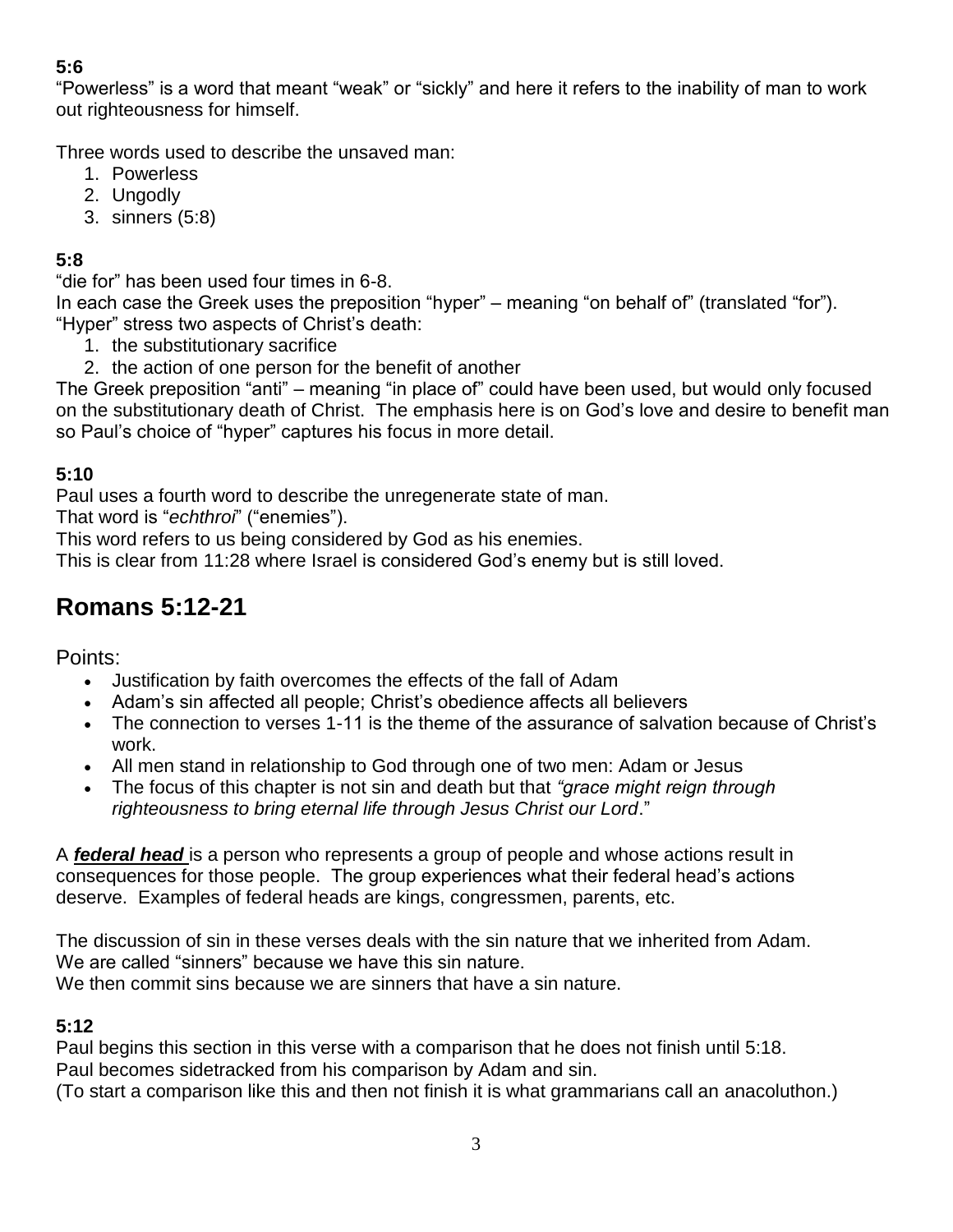**5:6**

"Powerless" is a word that meant "weak" or "sickly" and here it refers to the inability of man to work out righteousness for himself.

Three words used to describe the unsaved man:

1. Powerless
2. Ungodly
3. sinners (5:8)

**5:8**

"die for" has been used four times in 6-8.
In each case the Greek uses the preposition "hyper" – meaning "on behalf of" (translated "for").
"Hyper" stress two aspects of Christ's death:

1. the substitutionary sacrifice
2. the action of one person for the benefit of another

The Greek preposition "anti" – meaning "in place of" could have been used, but would only focused on the substitutionary death of Christ. The emphasis here is on God's love and desire to benefit man so Paul's choice of "hyper" captures his focus in more detail.

**5:10**

Paul uses a fourth word to describe the unregenerate state of man.
That word is "*echthroi*" ("enemies").
This word refers to us being considered by God as his enemies.
This is clear from 11:28 where Israel is considered God's enemy but is still loved.

# Romans 5:12-21

Points:

- Justification by faith overcomes the effects of the fall of Adam
- Adam's sin affected all people; Christ's obedience affects all believers
- The connection to verses 1-11 is the theme of the assurance of salvation because of Christ's work.
- All men stand in relationship to God through one of two men: Adam or Jesus
- The focus of this chapter is not sin and death but that *"grace might reign through righteousness to bring eternal life through Jesus Christ our Lord*."

A ***federal head*** is a person who represents a group of people and whose actions result in consequences for those people. The group experiences what their federal head's actions deserve. Examples of federal heads are kings, congressmen, parents, etc.

The discussion of sin in these verses deals with the sin nature that we inherited from Adam.
We are called "sinners" because we have this sin nature.
We then commit sins because we are sinners that have a sin nature.

**5:12**

Paul begins this section in this verse with a comparison that he does not finish until 5:18.
Paul becomes sidetracked from his comparison by Adam and sin.
(To start a comparison like this and then not finish it is what grammarians call an anacoluthon.)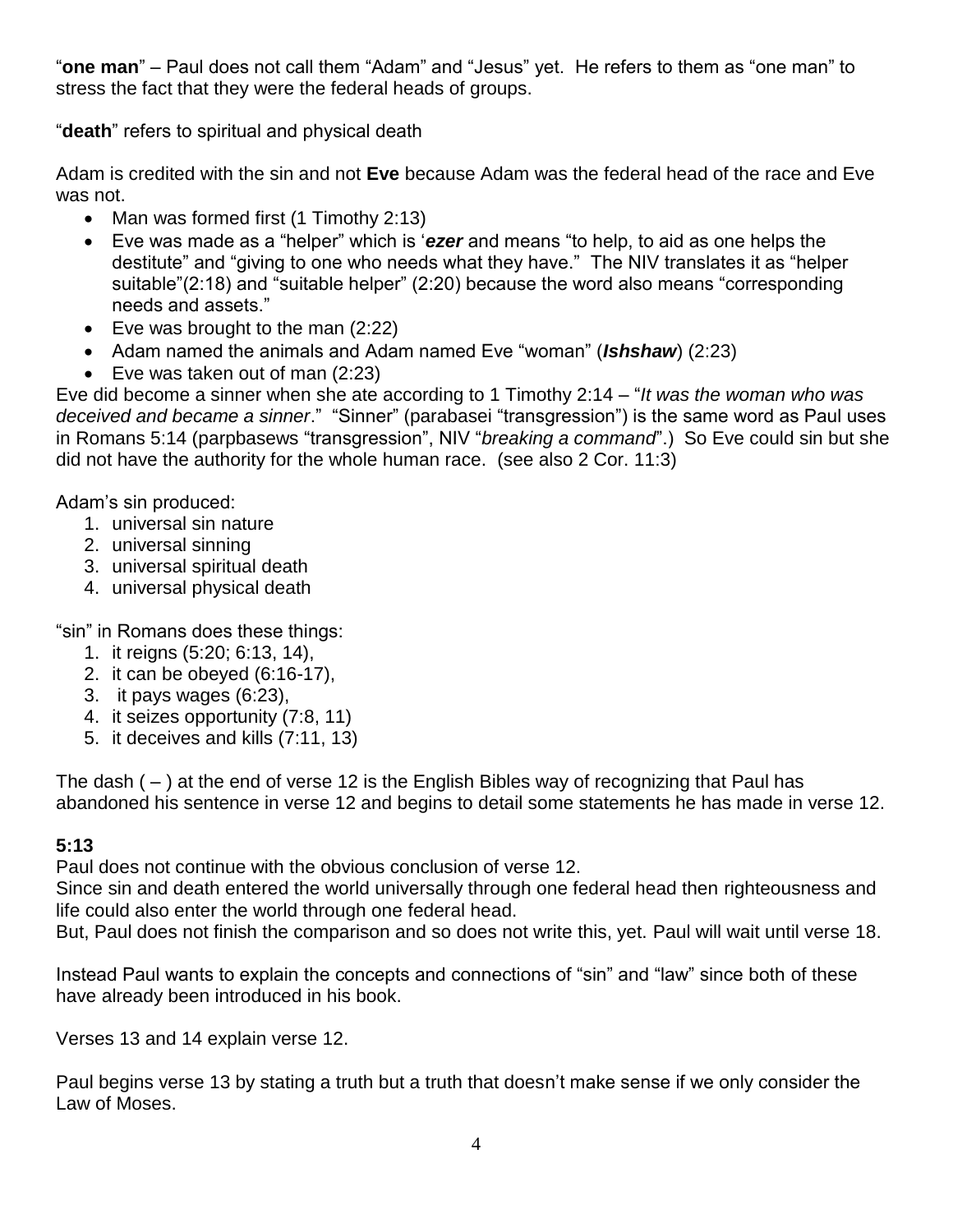"**one man**" – Paul does not call them "Adam" and "Jesus" yet. He refers to them as "one man" to stress the fact that they were the federal heads of groups.

"**death**" refers to spiritual and physical death

Adam is credited with the sin and not **Eve** because Adam was the federal head of the race and Eve was not.

- Man was formed first (1 Timothy 2:13)
- Eve was made as a "helper" which is '***ezer*** and means "to help, to aid as one helps the destitute" and "giving to one who needs what they have." The NIV translates it as "helper suitable"(2:18) and "suitable helper" (2:20) because the word also means "corresponding needs and assets."
- Eve was brought to the man (2:22)
- Adam named the animals and Adam named Eve "woman" (***Ishshaw***) (2:23)
- Eve was taken out of man (2:23)

Eve did become a sinner when she ate according to 1 Timothy 2:14 – "*It was the woman who was deceived and became a sinner*." "Sinner" (parabasei "transgression") is the same word as Paul uses in Romans 5:14 (parpbasews "transgression", NIV "*breaking a command*".) So Eve could sin but she did not have the authority for the whole human race. (see also 2 Cor. 11:3)

Adam's sin produced:

1. universal sin nature
2. universal sinning
3. universal spiritual death
4. universal physical death

"sin" in Romans does these things:

1. it reigns (5:20; 6:13, 14),
2. it can be obeyed (6:16-17),
3. it pays wages (6:23),
4. it seizes opportunity (7:8, 11)
5. it deceives and kills (7:11, 13)

The dash ( – ) at the end of verse 12 is the English Bibles way of recognizing that Paul has abandoned his sentence in verse 12 and begins to detail some statements he has made in verse 12.

**5:13**

Paul does not continue with the obvious conclusion of verse 12.
Since sin and death entered the world universally through one federal head then righteousness and life could also enter the world through one federal head.
But, Paul does not finish the comparison and so does not write this, yet. Paul will wait until verse 18.

Instead Paul wants to explain the concepts and connections of "sin" and "law" since both of these have already been introduced in his book.

Verses 13 and 14 explain verse 12.

Paul begins verse 13 by stating a truth but a truth that doesn't make sense if we only consider the Law of Moses.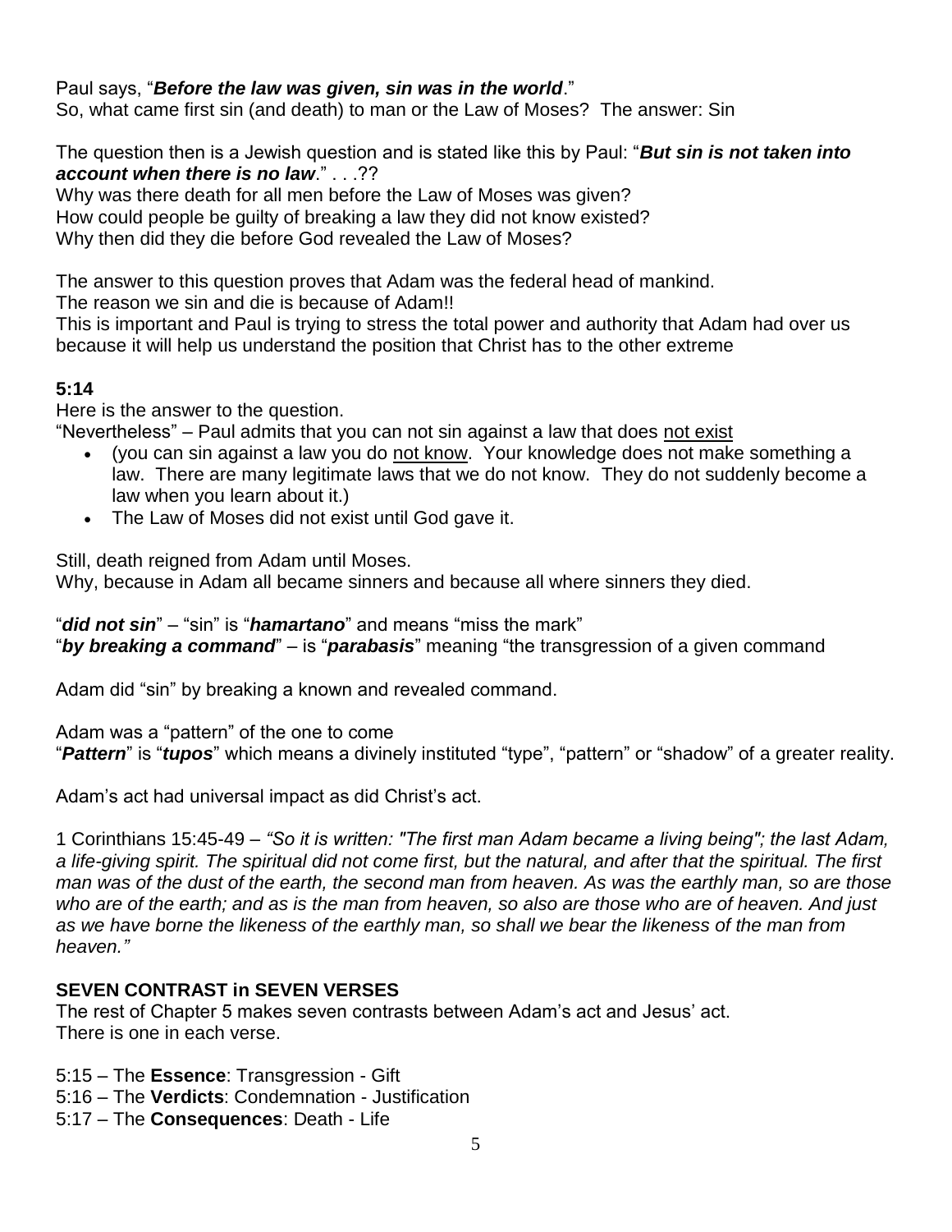Paul says, "***Before the law was given, sin was in the world***."
So, what came first sin (and death) to man or the Law of Moses? The answer: Sin

The question then is a Jewish question and is stated like this by Paul: "***But sin is not taken into account when there is no law***." . . .??
Why was there death for all men before the Law of Moses was given?
How could people be guilty of breaking a law they did not know existed?
Why then did they die before God revealed the Law of Moses?

The answer to this question proves that Adam was the federal head of mankind.
The reason we sin and die is because of Adam!!
This is important and Paul is trying to stress the total power and authority that Adam had over us because it will help us understand the position that Christ has to the other extreme

**5:14**
Here is the answer to the question.
"Nevertheless" – Paul admits that you can not sin against a law that does <u>not exist</u>

- (you can sin against a law you do <u>not know</u>. Your knowledge does not make something a law. There are many legitimate laws that we do not know. They do not suddenly become a law when you learn about it.)
- The Law of Moses did not exist until God gave it.

Still, death reigned from Adam until Moses.
Why, because in Adam all became sinners and because all where sinners they died.

"***did not sin***" – "sin" is "***hamartano***" and means "miss the mark"
"***by breaking a command***" – is "***parabasis***" meaning "the transgression of a given command

Adam did "sin" by breaking a known and revealed command.

Adam was a "pattern" of the one to come
"***Pattern***" is "***tupos***" which means a divinely instituted "type", "pattern" or "shadow" of a greater reality.

Adam's act had universal impact as did Christ's act.

1 Corinthians 15:45-49 – *"So it is written: "The first man Adam became a living being"; the last Adam, a life-giving spirit. The spiritual did not come first, but the natural, and after that the spiritual. The first man was of the dust of the earth, the second man from heaven. As was the earthly man, so are those who are of the earth; and as is the man from heaven, so also are those who are of heaven. And just as we have borne the likeness of the earthly man, so shall we bear the likeness of the man from heaven."*

**SEVEN CONTRAST in SEVEN VERSES**
The rest of Chapter 5 makes seven contrasts between Adam's act and Jesus' act.
There is one in each verse.

5:15 – The **Essence**: Transgression - Gift
5:16 – The **Verdicts**: Condemnation - Justification
5:17 – The **Consequences**: Death - Life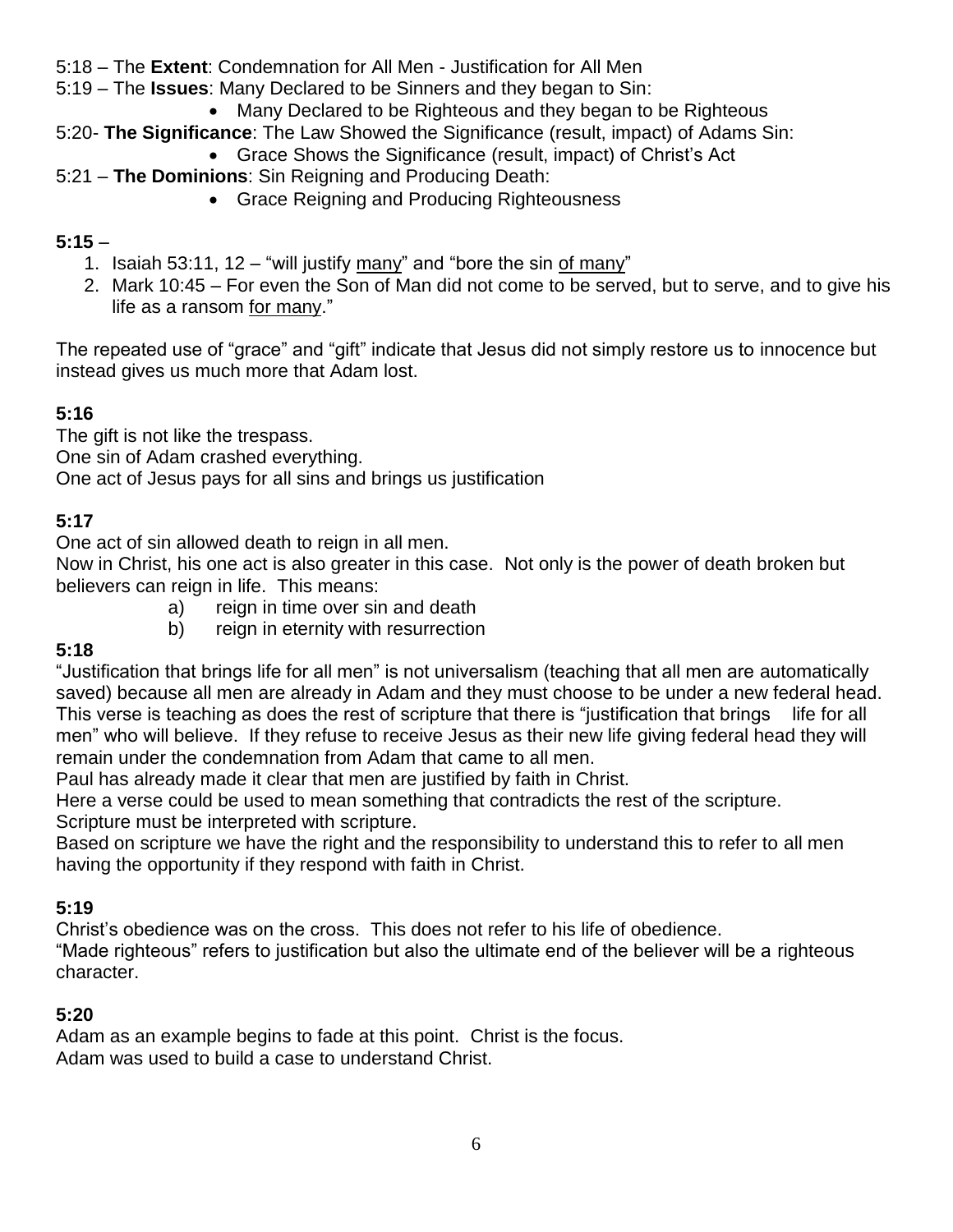5:18 – The **Extent**: Condemnation for All Men - Justification for All Men
5:19 – The **Issues**: Many Declared to be Sinners and they began to Sin:

- Many Declared to be Righteous and they began to be Righteous

5:20- **The Significance**: The Law Showed the Significance (result, impact) of Adams Sin:

- Grace Shows the Significance (result, impact) of Christ's Act

5:21 – **The Dominions**: Sin Reigning and Producing Death:

- Grace Reigning and Producing Righteousness

**5:15** –

1. Isaiah 53:11, 12 – "will justify <u>many</u>" and "bore the sin <u>of many</u>"
2. Mark 10:45 – For even the Son of Man did not come to be served, but to serve, and to give his life as a ransom <u>for many</u>."

The repeated use of "grace" and "gift" indicate that Jesus did not simply restore us to innocence but instead gives us much more that Adam lost.

**5:16**

The gift is not like the trespass.
One sin of Adam crashed everything.
One act of Jesus pays for all sins and brings us justification

**5:17**

One act of sin allowed death to reign in all men.
Now in Christ, his one act is also greater in this case. Not only is the power of death broken but believers can reign in life. This means:

a) reign in time over sin and death
b) reign in eternity with resurrection

**5:18**

"Justification that brings life for all men" is not universalism (teaching that all men are automatically saved) because all men are already in Adam and they must choose to be under a new federal head. This verse is teaching as does the rest of scripture that there is "justification that brings life for all men" who will believe. If they refuse to receive Jesus as their new life giving federal head they will remain under the condemnation from Adam that came to all men.
Paul has already made it clear that men are justified by faith in Christ.
Here a verse could be used to mean something that contradicts the rest of the scripture.
Scripture must be interpreted with scripture.
Based on scripture we have the right and the responsibility to understand this to refer to all men having the opportunity if they respond with faith in Christ.

**5:19**

Christ's obedience was on the cross. This does not refer to his life of obedience.
"Made righteous" refers to justification but also the ultimate end of the believer will be a righteous character.

**5:20**

Adam as an example begins to fade at this point. Christ is the focus.
Adam was used to build a case to understand Christ.